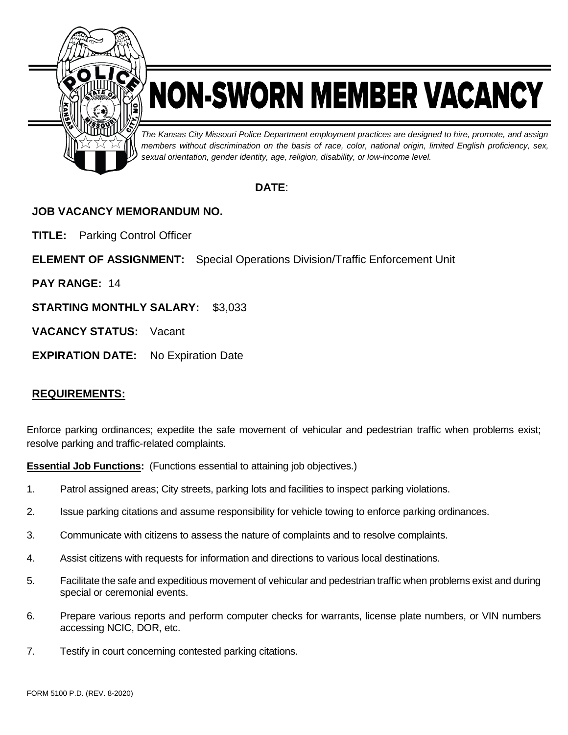# NON-SWORN MEMBER VACANCY

*The Kansas City Missouri Police Department employment practices are designed to hire, promote, and assign members without discrimination on the basis of race, color, national origin, limited English proficiency, sex, sexual orientation, gender identity, age, religion, disability, or low-income level.*

**DATE**:

**JOB VACANCY MEMORANDUM NO.**

**TITLE:** Parking Control Officer

**ELEMENT OF ASSIGNMENT:** Special Operations Division/Traffic Enforcement Unit

**PAY RANGE:** 14

**STARTING MONTHLY SALARY:** $3,033

**VACANCY STATUS:** Vacant

**EXPIRATION DATE:** No Expiration Date

## REQUIREMENTS:

Enforce parking ordinances; expedite the safe movement of vehicular and pedestrian traffic when problems exist; resolve parking and traffic-related complaints.

**Essential Job Functions:** (Functions essential to attaining job objectives.)

1. Patrol assigned areas; City streets, parking lots and facilities to inspect parking violations.
2. Issue parking citations and assume responsibility for vehicle towing to enforce parking ordinances.
3. Communicate with citizens to assess the nature of complaints and to resolve complaints.
4. Assist citizens with requests for information and directions to various local destinations.
5. Facilitate the safe and expeditious movement of vehicular and pedestrian traffic when problems exist and during special or ceremonial events.
6. Prepare various reports and perform computer checks for warrants, license plate numbers, or VIN numbers accessing NCIC, DOR, etc.
7. Testify in court concerning contested parking citations.

FORM 5100 P.D. (REV. 8-2020)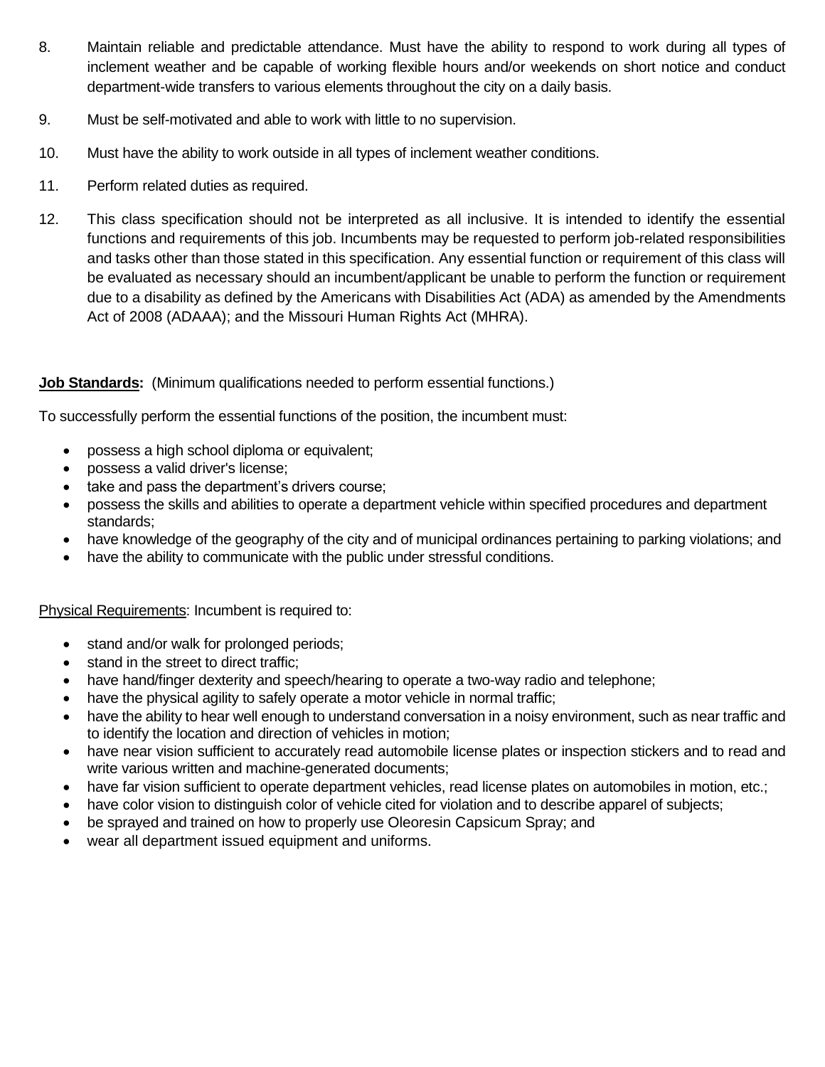8. Maintain reliable and predictable attendance. Must have the ability to respond to work during all types of inclement weather and be capable of working flexible hours and/or weekends on short notice and conduct department-wide transfers to various elements throughout the city on a daily basis.

9. Must be self-motivated and able to work with little to no supervision.

10. Must have the ability to work outside in all types of inclement weather conditions.

11. Perform related duties as required.

12. This class specification should not be interpreted as all inclusive. It is intended to identify the essential functions and requirements of this job. Incumbents may be requested to perform job-related responsibilities and tasks other than those stated in this specification. Any essential function or requirement of this class will be evaluated as necessary should an incumbent/applicant be unable to perform the function or requirement due to a disability as defined by the Americans with Disabilities Act (ADA) as amended by the Amendments Act of 2008 (ADAAA); and the Missouri Human Rights Act (MHRA).

**Job Standards:** (Minimum qualifications needed to perform essential functions.)

To successfully perform the essential functions of the position, the incumbent must:

- possess a high school diploma or equivalent;
- possess a valid driver's license;
- take and pass the department's drivers course;
- possess the skills and abilities to operate a department vehicle within specified procedures and department standards;
- have knowledge of the geography of the city and of municipal ordinances pertaining to parking violations; and
- have the ability to communicate with the public under stressful conditions.

Physical Requirements: Incumbent is required to:

- stand and/or walk for prolonged periods;
- stand in the street to direct traffic;
- have hand/finger dexterity and speech/hearing to operate a two-way radio and telephone;
- have the physical agility to safely operate a motor vehicle in normal traffic;
- have the ability to hear well enough to understand conversation in a noisy environment, such as near traffic and to identify the location and direction of vehicles in motion;
- have near vision sufficient to accurately read automobile license plates or inspection stickers and to read and write various written and machine-generated documents;
- have far vision sufficient to operate department vehicles, read license plates on automobiles in motion, etc.;
- have color vision to distinguish color of vehicle cited for violation and to describe apparel of subjects;
- be sprayed and trained on how to properly use Oleoresin Capsicum Spray; and
- wear all department issued equipment and uniforms.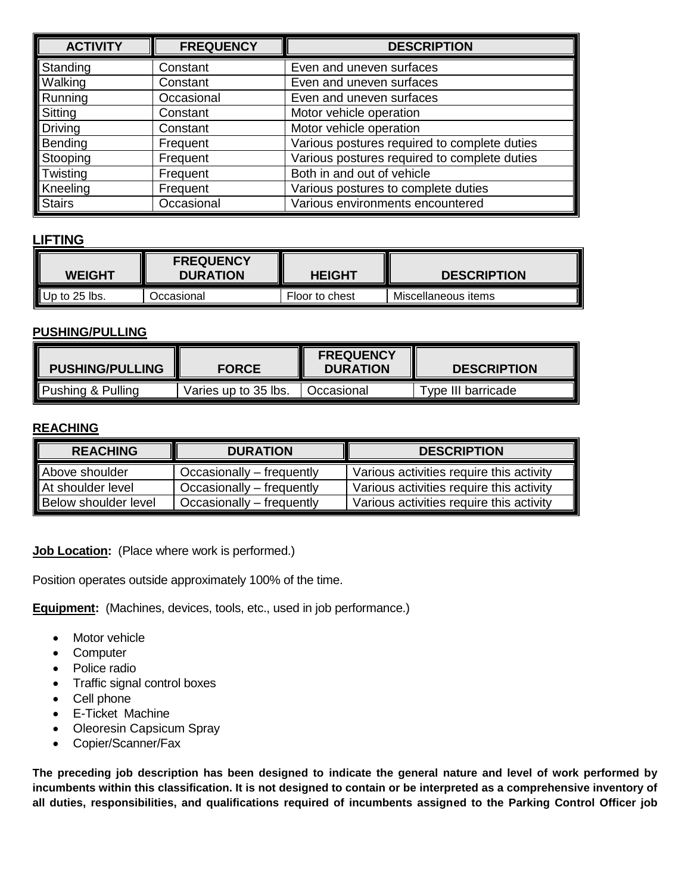| ACTIVITY | FREQUENCY | DESCRIPTION |
|---|---|---|
| Standing | Constant | Even and uneven surfaces |
| Walking | Constant | Even and uneven surfaces |
| Running | Occasional | Even and uneven surfaces |
| Sitting | Constant | Motor vehicle operation |
| Driving | Constant | Motor vehicle operation |
| Bending | Frequent | Various postures required to complete duties |
| Stooping | Frequent | Various postures required to complete duties |
| Twisting | Frequent | Both in and out of vehicle |
| Kneeling | Frequent | Various postures to complete duties |
| Stairs | Occasional | Various environments encountered |

**LIFTING**

| WEIGHT | FREQUENCY DURATION | HEIGHT | DESCRIPTION |
|---|---|---|---|
| Up to 25 lbs. | Occasional | Floor to chest | Miscellaneous items |

**PUSHING/PULLING**

| PUSHING/PULLING | FORCE | FREQUENCY DURATION | DESCRIPTION |
|---|---|---|---|
| Pushing & Pulling | Varies up to 35 lbs. | Occasional | Type III barricade |

**REACHING**

| REACHING | DURATION | DESCRIPTION |
|---|---|---|
| Above shoulder | Occasionally – frequently | Various activities require this activity |
| At shoulder level | Occasionally – frequently | Various activities require this activity |
| Below shoulder level | Occasionally – frequently | Various activities require this activity |

**Job Location:** (Place where work is performed.)

Position operates outside approximately 100% of the time.

**Equipment:** (Machines, devices, tools, etc., used in job performance.)

- Motor vehicle
- Computer
- Police radio
- Traffic signal control boxes
- Cell phone
- E-Ticket Machine
- Oleoresin Capsicum Spray
- Copier/Scanner/Fax

**The preceding job description has been designed to indicate the general nature and level of work performed by incumbents within this classification. It is not designed to contain or be interpreted as a comprehensive inventory of all duties, responsibilities, and qualifications required of incumbents assigned to the Parking Control Officer job**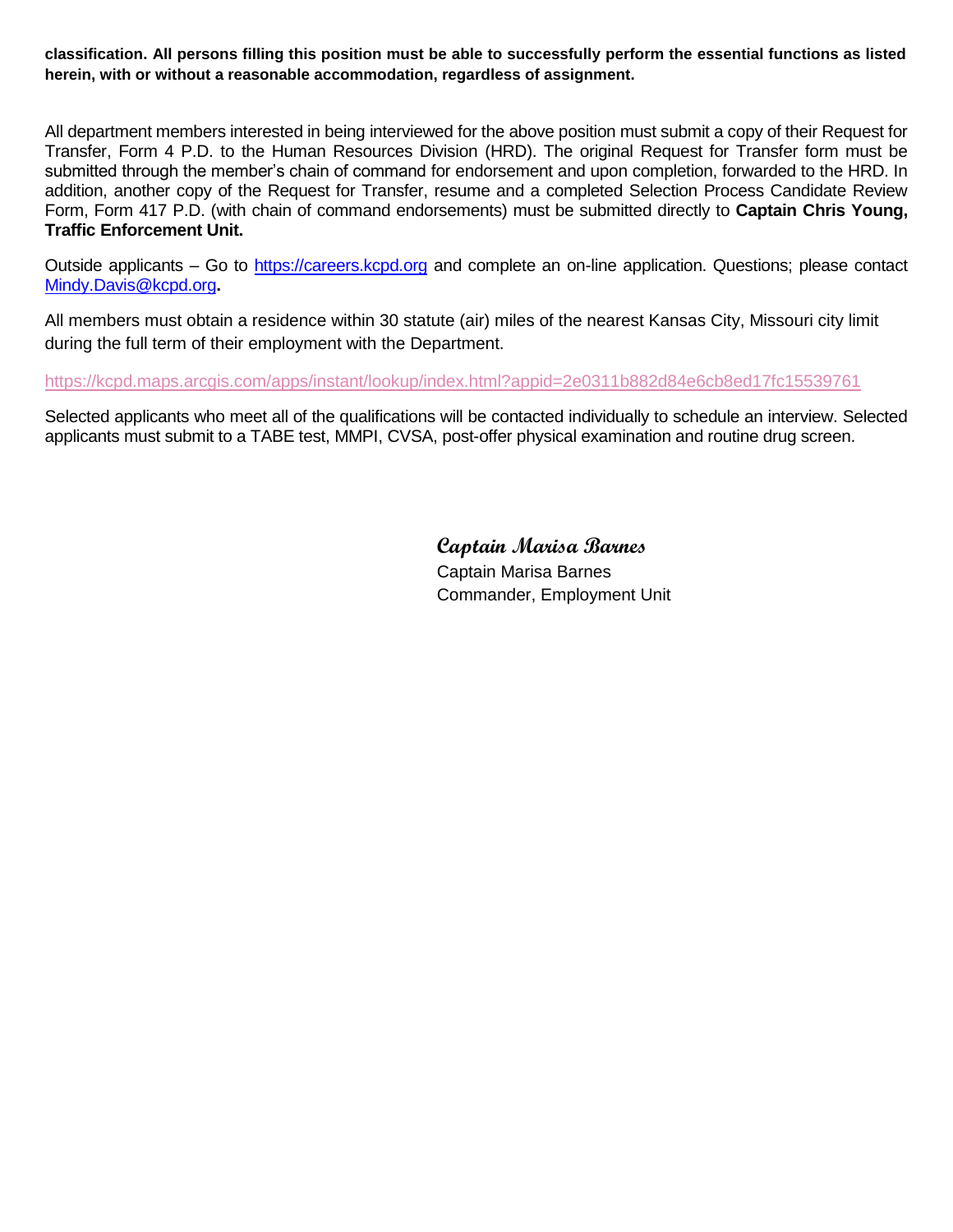**classification. All persons filling this position must be able to successfully perform the essential functions as listed herein, with or without a reasonable accommodation, regardless of assignment.**

All department members interested in being interviewed for the above position must submit a copy of their Request for Transfer, Form 4 P.D. to the Human Resources Division (HRD). The original Request for Transfer form must be submitted through the member's chain of command for endorsement and upon completion, forwarded to the HRD. In addition, another copy of the Request for Transfer, resume and a completed Selection Process Candidate Review Form, Form 417 P.D. (with chain of command endorsements) must be submitted directly to **Captain Chris Young, Traffic Enforcement Unit.**

Outside applicants – Go to [https://careers.kcpd.org](https://careers.kcpd.org) and complete an on-line application. Questions; please contact [Mindy.Davis@kcpd.org](mailto:Mindy.Davis@kcpd.org)**.**

All members must obtain a residence within 30 statute (air) miles of the nearest Kansas City, Missouri city limit during the full term of their employment with the Department.

https://kcpd.maps.arcgis.com/apps/instant/lookup/index.html?appid=2e0311b882d84e6cb8ed17fc15539761

Selected applicants who meet all of the qualifications will be contacted individually to schedule an interview. Selected applicants must submit to a TABE test, MMPI, CVSA, post-offer physical examination and routine drug screen.

*Captain Marisa Barnes*
Captain Marisa Barnes
Commander, Employment Unit